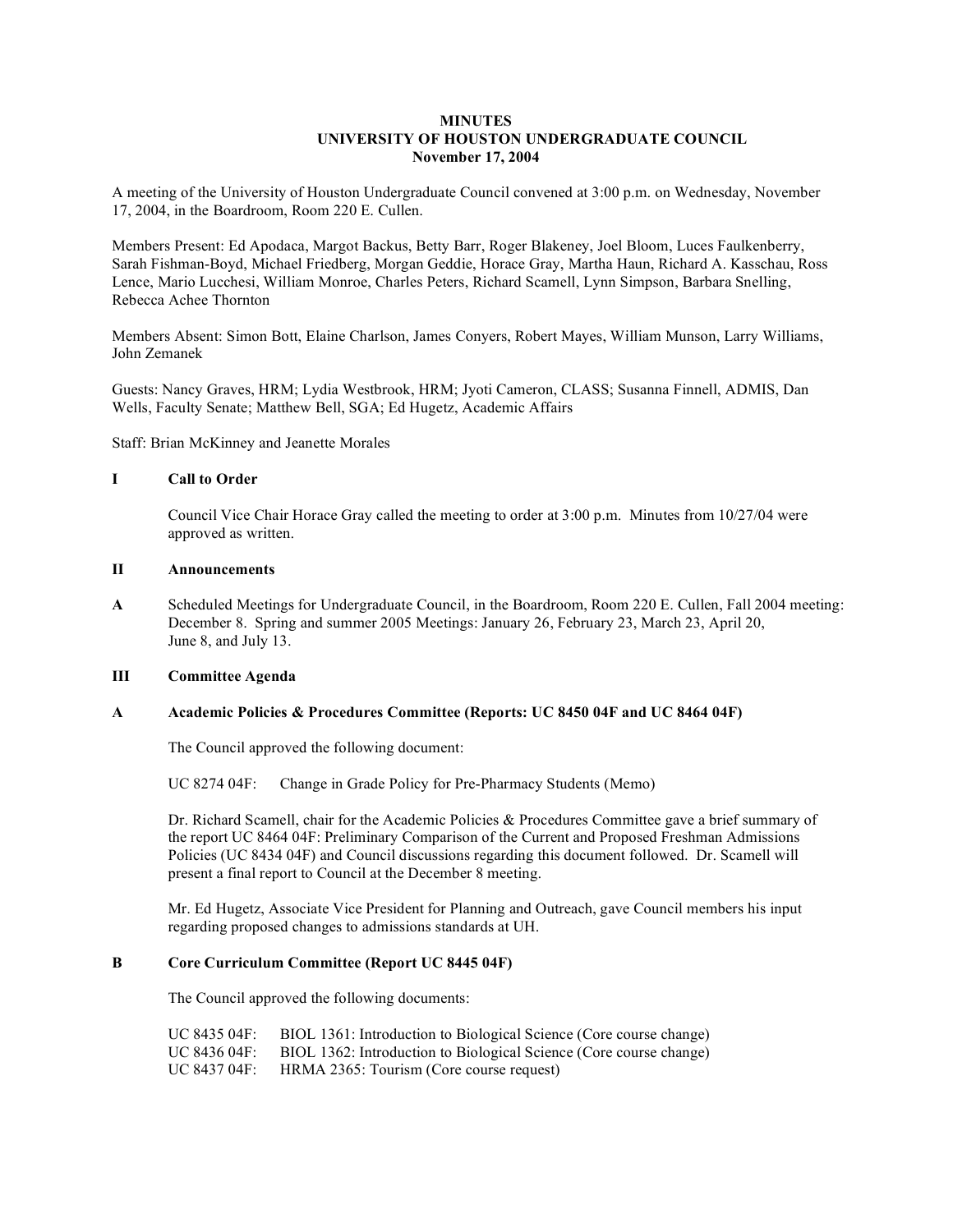**MINUTES**
**UNIVERSITY OF HOUSTON UNDERGRADUATE COUNCIL**
**November 17, 2004**

A meeting of the University of Houston Undergraduate Council convened at 3:00 p.m. on Wednesday, November 17, 2004, in the Boardroom, Room 220 E. Cullen.

Members Present: Ed Apodaca, Margot Backus, Betty Barr, Roger Blakeney, Joel Bloom, Luces Faulkenberry, Sarah Fishman-Boyd, Michael Friedberg, Morgan Geddie, Horace Gray, Martha Haun, Richard A. Kasschau, Ross Lence, Mario Lucchesi, William Monroe, Charles Peters, Richard Scamell, Lynn Simpson, Barbara Snelling, Rebecca Achee Thornton

Members Absent: Simon Bott, Elaine Charlson, James Conyers, Robert Mayes, William Munson, Larry Williams, John Zemanek

Guests: Nancy Graves, HRM; Lydia Westbrook, HRM; Jyoti Cameron, CLASS; Susanna Finnell, ADMIS, Dan Wells, Faculty Senate; Matthew Bell, SGA; Ed Hugetz, Academic Affairs

Staff: Brian McKinney and Jeanette Morales

**I Call to Order**

Council Vice Chair Horace Gray called the meeting to order at 3:00 p.m. Minutes from 10/27/04 were approved as written.

**II Announcements**

**A** Scheduled Meetings for Undergraduate Council, in the Boardroom, Room 220 E. Cullen, Fall 2004 meeting: December 8. Spring and summer 2005 Meetings: January 26, February 23, March 23, April 20, June 8, and July 13.

**III Committee Agenda**

**A Academic Policies & Procedures Committee (Reports: UC 8450 04F and UC 8464 04F)**

The Council approved the following document:

UC 8274 04F: Change in Grade Policy for Pre-Pharmacy Students (Memo)

Dr. Richard Scamell, chair for the Academic Policies & Procedures Committee gave a brief summary of the report UC 8464 04F: Preliminary Comparison of the Current and Proposed Freshman Admissions Policies (UC 8434 04F) and Council discussions regarding this document followed. Dr. Scamell will present a final report to Council at the December 8 meeting.

Mr. Ed Hugetz, Associate Vice President for Planning and Outreach, gave Council members his input regarding proposed changes to admissions standards at UH.

**B Core Curriculum Committee (Report UC 8445 04F)**

The Council approved the following documents:

UC 8435 04F: BIOL 1361: Introduction to Biological Science (Core course change)
UC 8436 04F: BIOL 1362: Introduction to Biological Science (Core course change)
UC 8437 04F: HRMA 2365: Tourism (Core course request)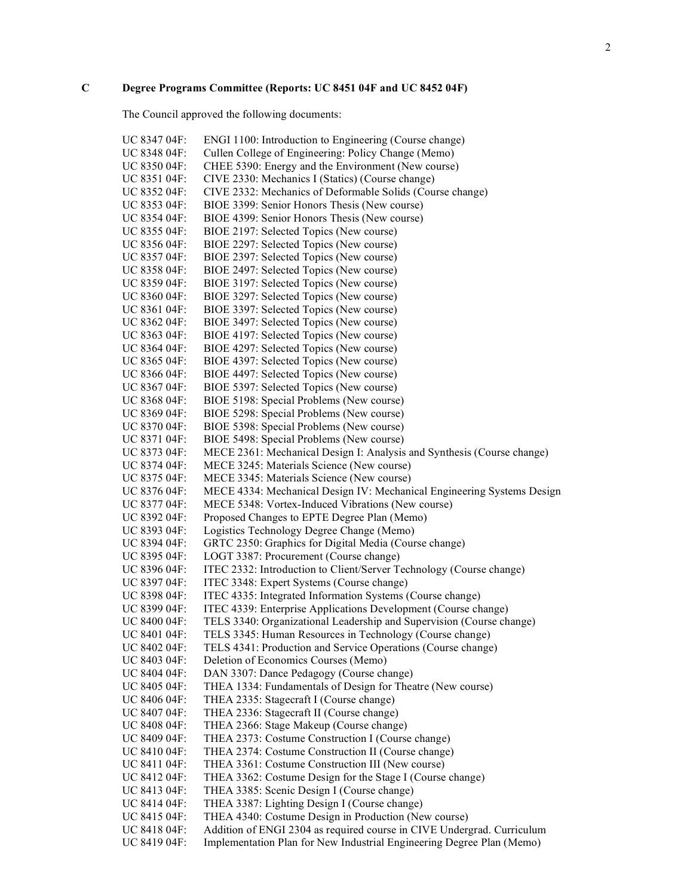## C Degree Programs Committee (Reports: UC 8451 04F and UC 8452 04F)

The Council approved the following documents:

UC 8347 04F: ENGI 1100: Introduction to Engineering (Course change)
UC 8348 04F: Cullen College of Engineering: Policy Change (Memo)
UC 8350 04F: CHEE 5390: Energy and the Environment (New course)
UC 8351 04F: CIVE 2330: Mechanics I (Statics) (Course change)
UC 8352 04F: CIVE 2332: Mechanics of Deformable Solids (Course change)
UC 8353 04F: BIOE 3399: Senior Honors Thesis (New course)
UC 8354 04F: BIOE 4399: Senior Honors Thesis (New course)
UC 8355 04F: BIOE 2197: Selected Topics (New course)
UC 8356 04F: BIOE 2297: Selected Topics (New course)
UC 8357 04F: BIOE 2397: Selected Topics (New course)
UC 8358 04F: BIOE 2497: Selected Topics (New course)
UC 8359 04F: BIOE 3197: Selected Topics (New course)
UC 8360 04F: BIOE 3297: Selected Topics (New course)
UC 8361 04F: BIOE 3397: Selected Topics (New course)
UC 8362 04F: BIOE 3497: Selected Topics (New course)
UC 8363 04F: BIOE 4197: Selected Topics (New course)
UC 8364 04F: BIOE 4297: Selected Topics (New course)
UC 8365 04F: BIOE 4397: Selected Topics (New course)
UC 8366 04F: BIOE 4497: Selected Topics (New course)
UC 8367 04F: BIOE 5397: Selected Topics (New course)
UC 8368 04F: BIOE 5198: Special Problems (New course)
UC 8369 04F: BIOE 5298: Special Problems (New course)
UC 8370 04F: BIOE 5398: Special Problems (New course)
UC 8371 04F: BIOE 5498: Special Problems (New course)
UC 8373 04F: MECE 2361: Mechanical Design I: Analysis and Synthesis (Course change)
UC 8374 04F: MECE 3245: Materials Science (New course)
UC 8375 04F: MECE 3345: Materials Science (New course)
UC 8376 04F: MECE 4334: Mechanical Design IV: Mechanical Engineering Systems Design
UC 8377 04F: MECE 5348: Vortex-Induced Vibrations (New course)
UC 8392 04F: Proposed Changes to EPTE Degree Plan (Memo)
UC 8393 04F: Logistics Technology Degree Change (Memo)
UC 8394 04F: GRTC 2350: Graphics for Digital Media (Course change)
UC 8395 04F: LOGT 3387: Procurement (Course change)
UC 8396 04F: ITEC 2332: Introduction to Client/Server Technology (Course change)
UC 8397 04F: ITEC 3348: Expert Systems (Course change)
UC 8398 04F: ITEC 4335: Integrated Information Systems (Course change)
UC 8399 04F: ITEC 4339: Enterprise Applications Development (Course change)
UC 8400 04F: TELS 3340: Organizational Leadership and Supervision (Course change)
UC 8401 04F: TELS 3345: Human Resources in Technology (Course change)
UC 8402 04F: TELS 4341: Production and Service Operations (Course change)
UC 8403 04F: Deletion of Economics Courses (Memo)
UC 8404 04F: DAN 3307: Dance Pedagogy (Course change)
UC 8405 04F: THEA 1334: Fundamentals of Design for Theatre (New course)
UC 8406 04F: THEA 2335: Stagecraft I (Course change)
UC 8407 04F: THEA 2336: Stagecraft II (Course change)
UC 8408 04F: THEA 2366: Stage Makeup (Course change)
UC 8409 04F: THEA 2373: Costume Construction I (Course change)
UC 8410 04F: THEA 2374: Costume Construction II (Course change)
UC 8411 04F: THEA 3361: Costume Construction III (New course)
UC 8412 04F: THEA 3362: Costume Design for the Stage I (Course change)
UC 8413 04F: THEA 3385: Scenic Design I (Course change)
UC 8414 04F: THEA 3387: Lighting Design I (Course change)
UC 8415 04F: THEA 4340: Costume Design in Production (New course)
UC 8418 04F: Addition of ENGI 2304 as required course in CIVE Undergrad. Curriculum
UC 8419 04F: Implementation Plan for New Industrial Engineering Degree Plan (Memo)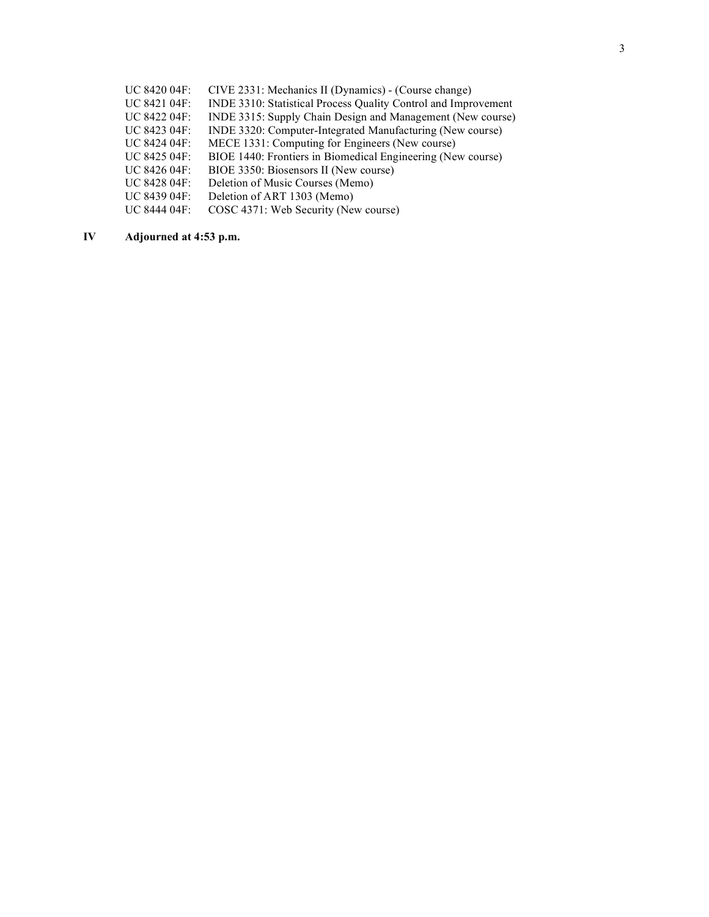UC 8420 04F: CIVE 2331: Mechanics II (Dynamics) - (Course change)
UC 8421 04F: INDE 3310: Statistical Process Quality Control and Improvement
UC 8422 04F: INDE 3315: Supply Chain Design and Management (New course)
UC 8423 04F: INDE 3320: Computer-Integrated Manufacturing (New course)
UC 8424 04F: MECE 1331: Computing for Engineers (New course)
UC 8425 04F: BIOE 1440: Frontiers in Biomedical Engineering (New course)
UC 8426 04F: BIOE 3350: Biosensors II (New course)
UC 8428 04F: Deletion of Music Courses (Memo)
UC 8439 04F: Deletion of ART 1303 (Memo)
UC 8444 04F: COSC 4371: Web Security (New course)

**IV Adjourned at 4:53 p.m.**